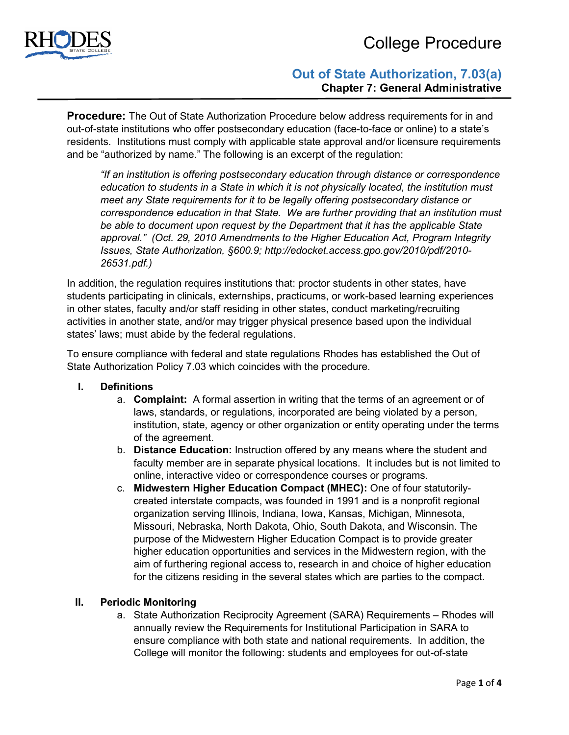# College Procedure

## Out of State Authorization, 7.03(a)

### Chapter 7: General Administrative

**Procedure:** The Out of State Authorization Procedure below address requirements for in and out-of-state institutions who offer postsecondary education (face-to-face or online) to a state's residents. Institutions must comply with applicable state approval and/or licensure requirements and be "authorized by name." The following is an excerpt of the regulation:

> *"If an institution is offering postsecondary education through distance or correspondence education to students in a State in which it is not physically located, the institution must meet any State requirements for it to be legally offering postsecondary distance or correspondence education in that State. We are further providing that an institution must be able to document upon request by the Department that it has the applicable State approval." (Oct. 29, 2010 Amendments to the Higher Education Act, Program Integrity Issues, State Authorization, §600.9; http://edocket.access.gpo.gov/2010/pdf/2010-26531.pdf.)*

In addition, the regulation requires institutions that: proctor students in other states, have students participating in clinicals, externships, practicums, or work-based learning experiences in other states, faculty and/or staff residing in other states, conduct marketing/recruiting activities in another state, and/or may trigger physical presence based upon the individual states' laws; must abide by the federal regulations.

To ensure compliance with federal and state regulations Rhodes has established the Out of State Authorization Policy 7.03 which coincides with the procedure.

I. **Definitions**
   a. **Complaint:** A formal assertion in writing that the terms of an agreement or of laws, standards, or regulations, incorporated are being violated by a person, institution, state, agency or other organization or entity operating under the terms of the agreement.
   b. **Distance Education:** Instruction offered by any means where the student and faculty member are in separate physical locations. It includes but is not limited to online, interactive video or correspondence courses or programs.
   c. **Midwestern Higher Education Compact (MHEC):** One of four statutorily-created interstate compacts, was founded in 1991 and is a nonprofit regional organization serving Illinois, Indiana, Iowa, Kansas, Michigan, Minnesota, Missouri, Nebraska, North Dakota, Ohio, South Dakota, and Wisconsin. The purpose of the Midwestern Higher Education Compact is to provide greater higher education opportunities and services in the Midwestern region, with the aim of furthering regional access to, research in and choice of higher education for the citizens residing in the several states which are parties to the compact.

II. **Periodic Monitoring**
   a. State Authorization Reciprocity Agreement (SARA) Requirements – Rhodes will annually review the Requirements for Institutional Participation in SARA to ensure compliance with both state and national requirements. In addition, the College will monitor the following: students and employees for out-of-state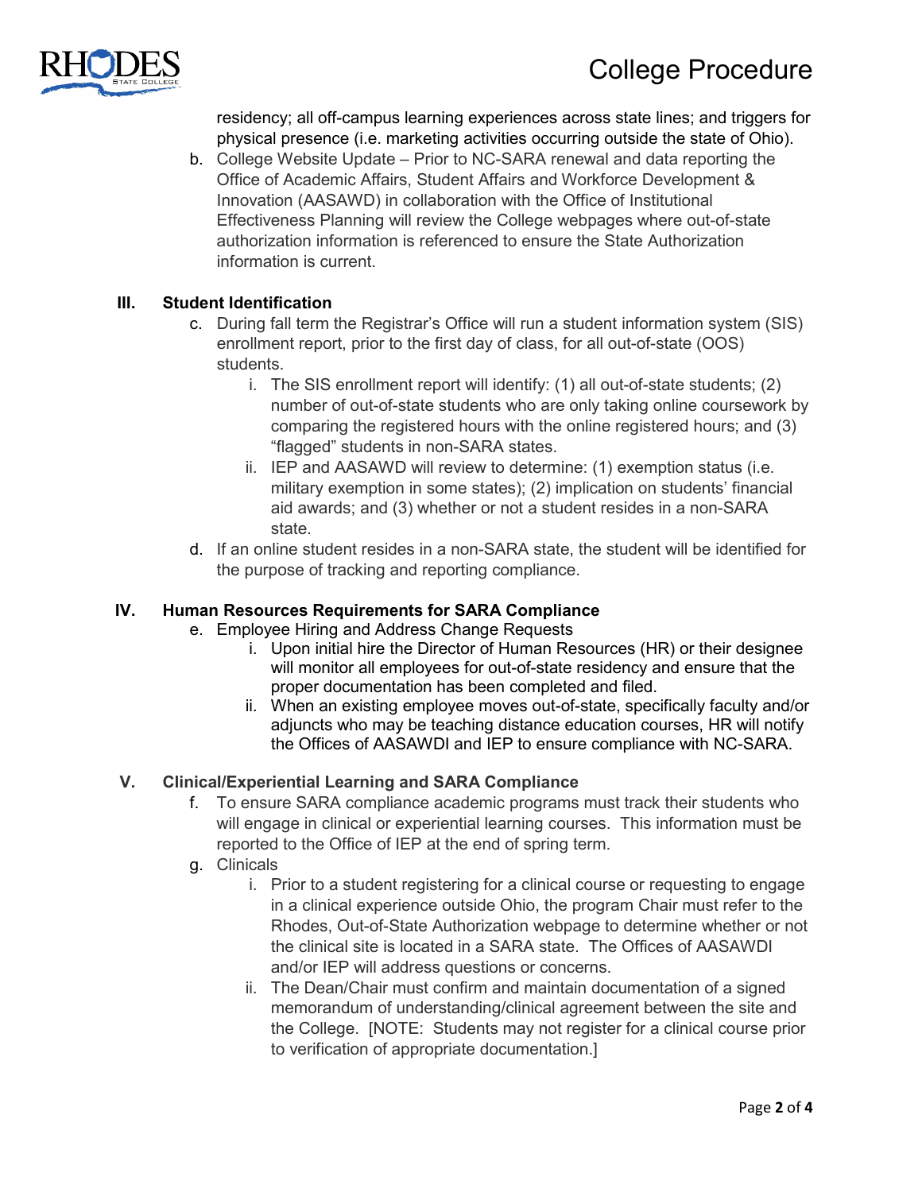residency; all off-campus learning experiences across state lines; and triggers for physical presence (i.e. marketing activities occurring outside the state of Ohio).

b. College Website Update – Prior to NC-SARA renewal and data reporting the Office of Academic Affairs, Student Affairs and Workforce Development & Innovation (AASAWD) in collaboration with the Office of Institutional Effectiveness Planning will review the College webpages where out-of-state authorization information is referenced to ensure the State Authorization information is current.

## III. Student Identification

c. During fall term the Registrar's Office will run a student information system (SIS) enrollment report, prior to the first day of class, for all out-of-state (OOS) students.
   - i. The SIS enrollment report will identify: (1) all out-of-state students; (2) number of out-of-state students who are only taking online coursework by comparing the registered hours with the online registered hours; and (3) "flagged" students in non-SARA states.
   - ii. IEP and AASAWD will review to determine: (1) exemption status (i.e. military exemption in some states); (2) implication on students' financial aid awards; and (3) whether or not a student resides in a non-SARA state.

d. If an online student resides in a non-SARA state, the student will be identified for the purpose of tracking and reporting compliance.

## IV. Human Resources Requirements for SARA Compliance

e. Employee Hiring and Address Change Requests
   - i. Upon initial hire the Director of Human Resources (HR) or their designee will monitor all employees for out-of-state residency and ensure that the proper documentation has been completed and filed.
   - ii. When an existing employee moves out-of-state, specifically faculty and/or adjuncts who may be teaching distance education courses, HR will notify the Offices of AASAWDI and IEP to ensure compliance with NC-SARA.

## V. Clinical/Experiential Learning and SARA Compliance

f. To ensure SARA compliance academic programs must track their students who will engage in clinical or experiential learning courses. This information must be reported to the Office of IEP at the end of spring term.

g. Clinicals
   - i. Prior to a student registering for a clinical course or requesting to engage in a clinical experience outside Ohio, the program Chair must refer to the Rhodes, Out-of-State Authorization webpage to determine whether or not the clinical site is located in a SARA state. The Offices of AASAWDI and/or IEP will address questions or concerns.
   - ii. The Dean/Chair must confirm and maintain documentation of a signed memorandum of understanding/clinical agreement between the site and the College. [NOTE: Students may not register for a clinical course prior to verification of appropriate documentation.]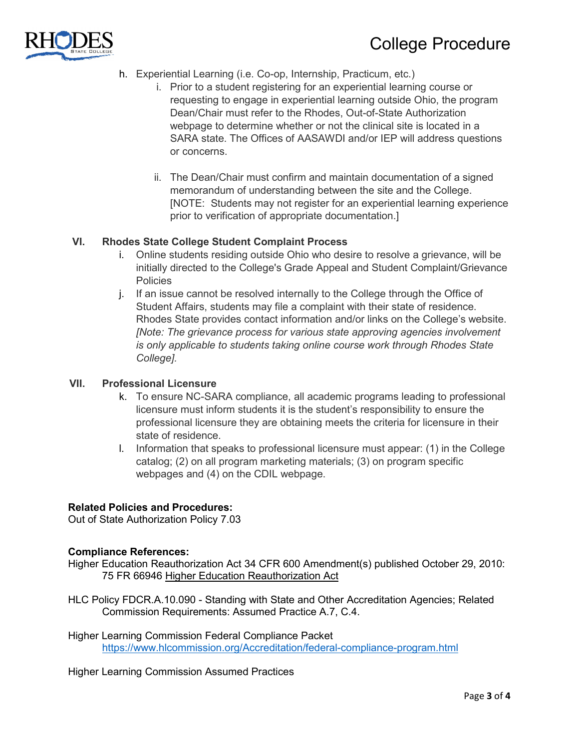h. Experiential Learning (i.e. Co-op, Internship, Practicum, etc.)
   i. Prior to a student registering for an experiential learning course or requesting to engage in experiential learning outside Ohio, the program Dean/Chair must refer to the Rhodes, Out-of-State Authorization webpage to determine whether or not the clinical site is located in a SARA state. The Offices of AASAWDI and/or IEP will address questions or concerns.

   ii. The Dean/Chair must confirm and maintain documentation of a signed memorandum of understanding between the site and the College. [NOTE: Students may not register for an experiential learning experience prior to verification of appropriate documentation.]

## VI. Rhodes State College Student Complaint Process

i. Online students residing outside Ohio who desire to resolve a grievance, will be initially directed to the College's Grade Appeal and Student Complaint/Grievance Policies

j. If an issue cannot be resolved internally to the College through the Office of Student Affairs, students may file a complaint with their state of residence. Rhodes State provides contact information and/or links on the College's website. *[Note: The grievance process for various state approving agencies involvement is only applicable to students taking online course work through Rhodes State College].*

## VII. Professional Licensure

k. To ensure NC-SARA compliance, all academic programs leading to professional licensure must inform students it is the student's responsibility to ensure the professional licensure they are obtaining meets the criteria for licensure in their state of residence.

l. Information that speaks to professional licensure must appear: (1) in the College catalog; (2) on all program marketing materials; (3) on program specific webpages and (4) on the CDIL webpage.

**Related Policies and Procedures:**
Out of State Authorization Policy 7.03

**Compliance References:**
Higher Education Reauthorization Act 34 CFR 600 Amendment(s) published October 29, 2010: 75 FR 66946 Higher Education Reauthorization Act

HLC Policy FDCR.A.10.090 - Standing with State and Other Accreditation Agencies; Related Commission Requirements: Assumed Practice A.7, C.4.

Higher Learning Commission Federal Compliance Packet
https://www.hlcommission.org/Accreditation/federal-compliance-program.html

Higher Learning Commission Assumed Practices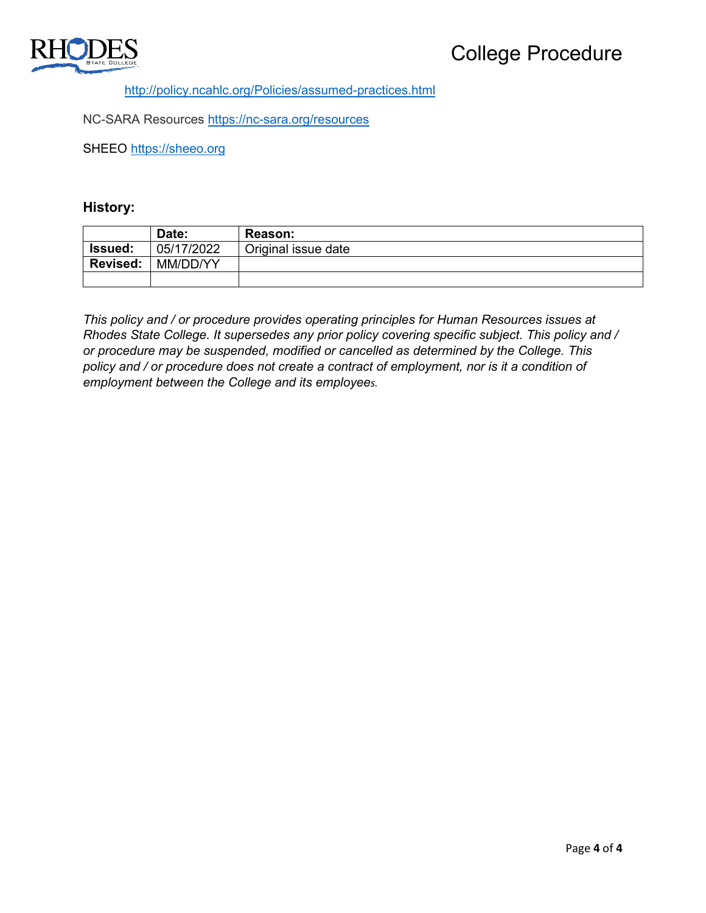http://policy.ncahlc.org/Policies/assumed-practices.html

NC-SARA Resources https://nc-sara.org/resources

SHEEO https://sheeo.org

### History:

| | Date: | Reason: |
|---|---|---|
| **Issued:** | 05/17/2022 | Original issue date |
| **Revised:** | MM/DD/YY | |
| | | |

*This policy and / or procedure provides operating principles for Human Resources issues at Rhodes State College. It supersedes any prior policy covering specific subject. This policy and / or procedure may be suspended, modified or cancelled as determined by the College. This policy and / or procedure does not create a contract of employment, nor is it a condition of employment between the College and its employees.*